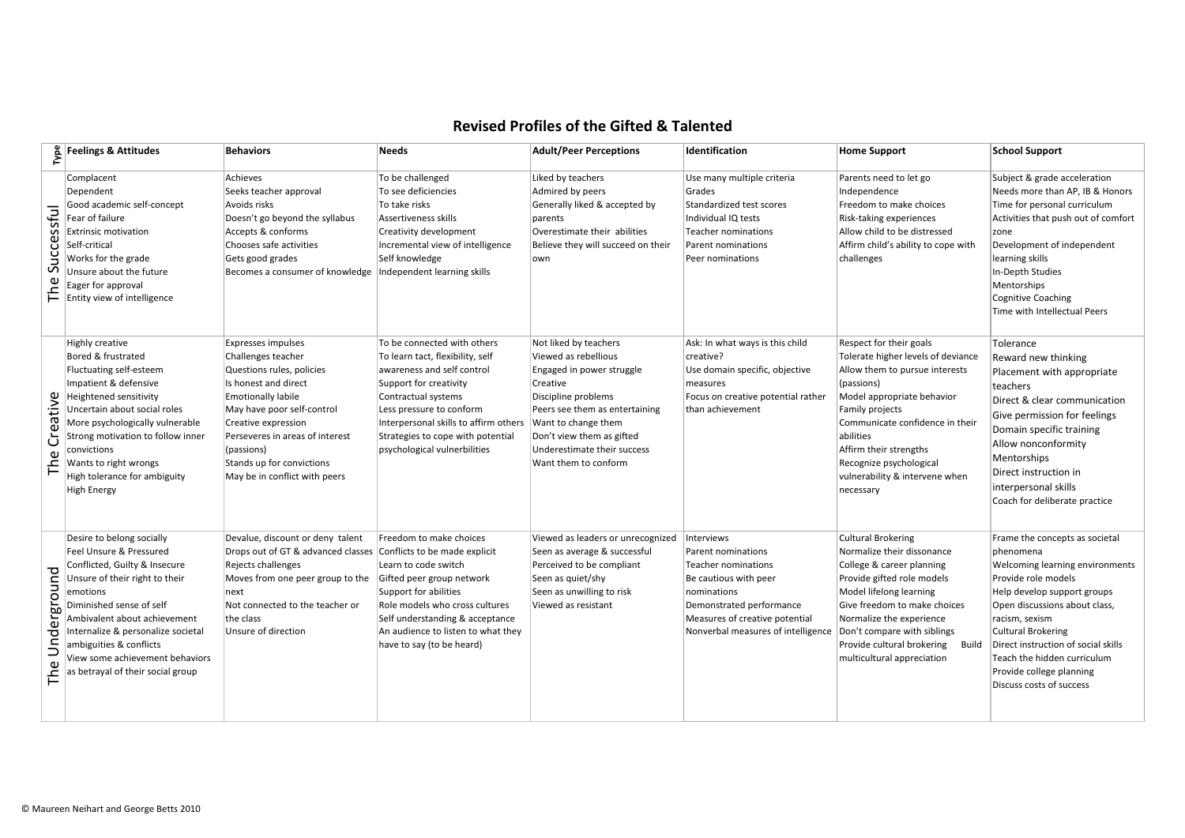# Revised Profiles of the Gifted & Talented

| Type | Feelings & Attitudes | Behaviors | Needs | Adult/Peer Perceptions | Identification | Home Support | School Support |
|---|---|---|---|---|---|---|---|
| The Successful | Complacent<br>Dependent<br>Good academic self-concept<br>Fear of failure<br>Extrinsic motivation<br>Self-critical<br>Works for the grade<br>Unsure about the future<br>Eager for approval<br>Entity view of intelligence | Achieves<br>Seeks teacher approval<br>Avoids risks<br>Doesn't go beyond the syllabus<br>Accepts & conforms<br>Chooses safe activities<br>Gets good grades<br>Becomes a consumer of knowledge | To be challenged<br>To see deficiencies<br>To take risks<br>Assertiveness skills<br>Creativity development<br>Incremental view of intelligence<br>Self knowledge<br>Independent learning skills | Liked by teachers<br>Admired by peers<br>Generally liked & accepted by parents<br>Overestimate their abilities<br>Believe they will succeed on their own | Use many multiple criteria<br>Grades<br>Standardized test scores<br>Individual IQ tests<br>Teacher nominations<br>Parent nominations<br>Peer nominations | Parents need to let go<br>Independence<br>Freedom to make choices<br>Risk-taking experiences<br>Allow child to be distressed<br>Affirm child's ability to cope with challenges | Subject & grade acceleration<br>Needs more than AP, IB & Honors<br>Time for personal curriculum<br>Activities that push out of comfort zone<br>Development of independent learning skills<br>In-Depth Studies<br>Mentorships<br>Cognitive Coaching<br>Time with Intellectual Peers |
| The Creative | Highly creative<br>Bored & frustrated<br>Fluctuating self-esteem<br>Impatient & defensive<br>Heightened sensitivity<br>Uncertain about social roles<br>More psychologically vulnerable<br>Strong motivation to follow inner convictions<br>Wants to right wrongs<br>High tolerance for ambiguity<br>High Energy | Expresses impulses<br>Challenges teacher<br>Questions rules, policies<br>Is honest and direct<br>Emotionally labile<br>May have poor self-control<br>Creative expression<br>Perseveres in areas of interest (passions)<br>Stands up for convictions<br>May be in conflict with peers | To be connected with others<br>To learn tact, flexibility, self awareness and self control<br>Support for creativity<br>Contractual systems<br>Less pressure to conform<br>Interpersonal skills to affirm others<br>Strategies to cope with potential psychological vulnerbilities | Not liked by teachers<br>Viewed as rebellious<br>Engaged in power struggle<br>Creative<br>Discipline problems<br>Peers see them as entertaining<br>Want to change them<br>Don't view them as gifted<br>Underestimate their success<br>Want them to conform | Ask: In what ways is this child creative?<br>Use domain specific, objective measures<br>Focus on creative potential rather than achievement | Respect for their goals<br>Tolerate higher levels of deviance<br>Allow them to pursue interests (passions)<br>Model appropriate behavior<br>Family projects<br>Communicate confidence in their abilities<br>Affirm their strengths<br>Recognize psychological vulnerability & intervene when necessary | Tolerance<br>Reward new thinking<br>Placement with appropriate teachers<br>Direct & clear communication<br>Give permission for feelings<br>Domain specific training<br>Allow nonconformity<br>Mentorships<br>Direct instruction in interpersonal skills<br>Coach for deliberate practice |
| The Underground | Desire to belong socially<br>Feel Unsure & Pressured<br>Conflicted, Guilty & Insecure<br>Unsure of their right to their emotions<br>Diminished sense of self<br>Ambivalent about achievement<br>Internalize & personalize societal ambiguities & conflicts<br>View some achievement behaviors as betrayal of their social group | Devalue, discount or deny talent<br>Drops out of GT & advanced classes<br>Rejects challenges<br>Moves from one peer group to the next<br>Not connected to the teacher or the class<br>Unsure of direction | Freedom to make choices<br>Conflicts to be made explicit<br>Learn to code switch<br>Gifted peer group network<br>Support for abilities<br>Role models who cross cultures<br>Self understanding & acceptance<br>An audience to listen to what they have to say (to be heard) | Viewed as leaders or unrecognized<br>Seen as average & successful<br>Perceived to be compliant<br>Seen as quiet/shy<br>Seen as unwilling to risk<br>Viewed as resistant | Interviews<br>Parent nominations<br>Teacher nominations<br>Be cautious with peer nominations<br>Demonstrated performance<br>Measures of creative potential<br>Nonverbal measures of intelligence | Cultural Brokering<br>Normalize their dissonance<br>College & career planning<br>Provide gifted role models<br>Model lifelong learning<br>Give freedom to make choices<br>Normalize the experience<br>Don't compare with siblings<br>Provide cultural brokering Build multicultural appreciation | Frame the concepts as societal phenomena<br>Welcoming learning environments<br>Provide role models<br>Help develop support groups<br>Open discussions about class, racism, sexism<br>Cultural Brokering<br>Direct instruction of social skills<br>Teach the hidden curriculum<br>Provide college planning<br>Discuss costs of success |

© Maureen Neihart and George Betts 2010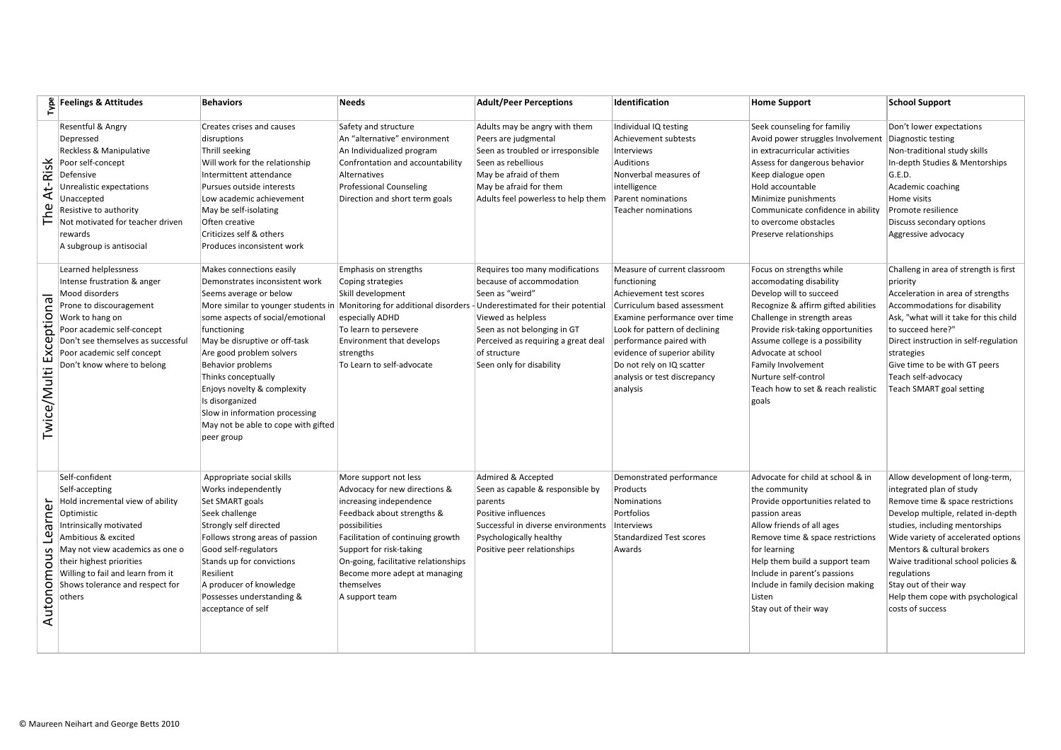| Type | Feelings & Attitudes | Behaviors | Needs | Adult/Peer Perceptions | Identification | Home Support | School Support |
|---|---|---|---|---|---|---|---|
| The At-Risk | Resentful & Angry<br>Depressed<br>Reckless & Manipulative<br>Poor self-concept<br>Defensive<br>Unrealistic expectations<br>Unaccepted<br>Resistive to authority<br>Not motivated for teacher driven rewards<br>A subgroup is antisocial | Creates crises and causes disruptions<br>Thrill seeking<br>Will work for the relationship<br>Intermittent attendance<br>Pursues outside interests<br>Low academic achievement<br>May be self-isolating<br>Often creative<br>Criticizes self & others<br>Produces inconsistent work | Safety and structure<br>An "alternative" environment<br>An Individualized program<br>Confrontation and accountability<br>Alternatives<br>Professional Counseling<br>Direction and short term goals | Adults may be angry with them<br>Peers are judgmental<br>Seen as troubled or irresponsible<br>Seen as rebellious<br>May be afraid of them<br>May be afraid for them<br>Adults feel powerless to help them | Individual IQ testing<br>Achievement subtests<br>Interviews<br>Auditions<br>Nonverbal measures of intelligence<br>Parent nominations<br>Teacher nominations | Seek counseling for familiy<br>Avoid power struggles Involvement in extracurricular activities<br>Assess for dangerous behavior<br>Keep dialogue open<br>Hold accountable<br>Minimize punishments<br>Communicate confidence in ability to overcome obstacles<br>Preserve relationships | Don't lower expectations<br>Diagnostic testing<br>Non-traditional study skills<br>In-depth Studies & Mentorships<br>G.E.D.<br>Academic coaching<br>Home visits<br>Promote resilience<br>Discuss secondary options<br>Aggressive advocacy |
| Twice/Multi Exceptional | Learned helplessness<br>Intense frustration & anger<br>Mood disorders<br>Prone to discouragement<br>Work to hang on<br>Poor academic self-concept<br>Don't see themselves as successful<br>Poor academic self concept<br>Don't know where to belong | Makes connections easily<br>Demonstrates inconsistent work<br>Seems average or below<br>More similar to younger students in some aspects of social/emotional functioning<br>May be disruptive or off-task<br>Are good problem solvers<br>Behavior problems<br>Thinks conceptually<br>Enjoys novelty & complexity<br>Is disorganized<br>Slow in information processing<br>May not be able to cope with gifted peer group | Emphasis on strengths<br>Coping strategies<br>Skill development<br>Monitoring for additional disorders - especially ADHD<br>To learn to persevere<br>Environment that develops strengths<br>To Learn to self-advocate | Requires too many modifications because of accommodation<br>Seen as "weird"<br>Underestimated for their potential<br>Viewed as helpless<br>Seen as not belonging in GT<br>Perceived as requiring a great deal of structure<br>Seen only for disability | Measure of current classroom functioning<br>Achievement test scores<br>Curriculum based assessment<br>Examine performance over time<br>Look for pattern of declining performance paired with evidence of superior ability<br>Do not rely on IQ scatter analysis or test discrepancy analysis | Focus on strengths while accomodating disability<br>Develop will to succeed<br>Recognize & affirm gifted abilities<br>Challenge in strength areas<br>Provide risk-taking opportunities<br>Assume college is a possibility<br>Advocate at school<br>Family Involvement<br>Nurture self-control<br>Teach how to set & reach realistic goals | Challeng in area of strength is first priority<br>Acceleration in area of strengths<br>Accommodations for disability<br>Ask, "what will it take for this child to succeed here?"<br>Direct instruction in self-regulation strategies<br>Give time to be with GT peers<br>Teach self-advocacy<br>Teach SMART goal setting |
| Autonomous Learner | Self-confident<br>Self-accepting<br>Hold incremental view of ability<br>Optimistic<br>Intrinsically motivated<br>Ambitious & excited<br>May not view academics as one o their highest priorities<br>Willing to fail and learn from it<br>Shows tolerance and respect for others | Appropriate social skills<br>Works independently<br>Set SMART goals<br>Seek challenge<br>Strongly self directed<br>Follows strong areas of passion<br>Good self-regulators<br>Stands up for convictions<br>Resilient<br>A producer of knowledge<br>Possesses understanding & acceptance of self | More support not less<br>Advocacy for new directions & increasing independence<br>Feedback about strengths & possibilities<br>Facilitation of continuing growth<br>Support for risk-taking<br>On-going, facilitative relationships<br>Become more adept at managing themselves<br>A support team | Admired & Accepted<br>Seen as capable & responsible by parents<br>Positive influences<br>Successful in diverse environments<br>Psychologically healthy<br>Positive peer relationships | Demonstrated performance<br>Products<br>Nominations<br>Portfolios<br>Interviews<br>Standardized Test scores<br>Awards | Advocate for child at school & in the community<br>Provide opportunities related to passion areas<br>Allow friends of all ages<br>Remove time & space restrictions for learning<br>Help them build a support team<br>Include in parent's passions<br>Include in family decision making<br>Listen<br>Stay out of their way | Allow development of long-term, integrated plan of study<br>Remove time & space restrictions<br>Develop multiple, related in-depth studies, including mentorships<br>Wide variety of accelerated options<br>Mentors & cultural brokers<br>Waive traditional school policies & regulations<br>Stay out of their way<br>Help them cope with psychological costs of success |

© Maureen Neihart and George Betts 2010